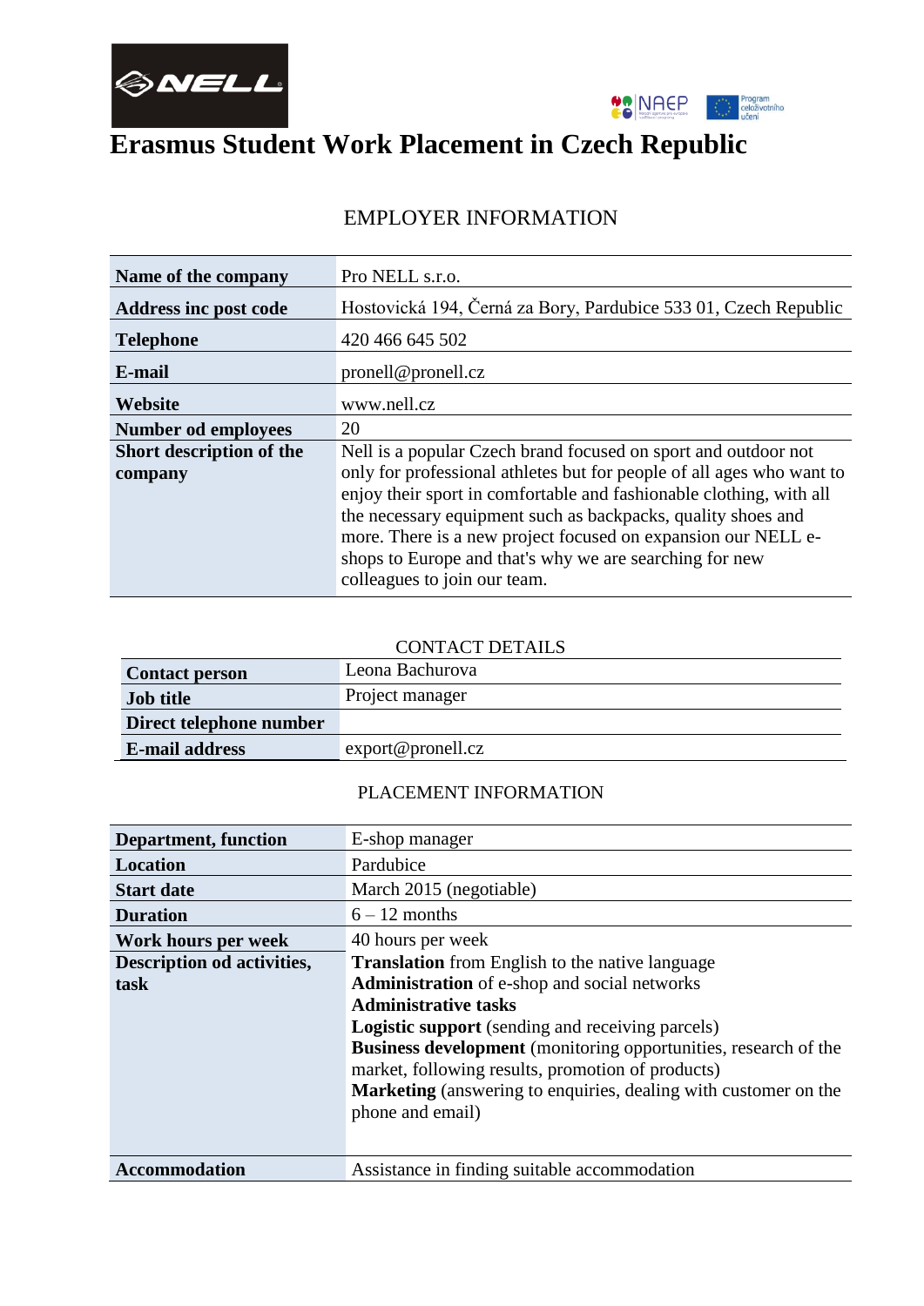# Erasmus Student Work Placement in Czech Republic

## EMPLOYER INFORMATION

| | |
|---|---|
| **Name of the company** | Pro NELL s.r.o. |
| **Address inc post code** | Hostovická 194, Černá za Bory, Pardubice 533 01, Czech Republic |
| **Telephone** | 420 466 645 502 |
| **E-mail** | pronell@pronell.cz |
| **Website** | www.nell.cz |
| **Number od employees** | 20 |
| **Short description of the company** | Nell is a popular Czech brand focused on sport and outdoor not only for professional athletes but for people of all ages who want to enjoy their sport in comfortable and fashionable clothing, with all the necessary equipment such as backpacks, quality shoes and more. There is a new project focused on expansion our NELL e-shops to Europe and that's why we are searching for new colleagues to join our team. |

## CONTACT DETAILS

| | |
|---|---|
| **Contact person** | Leona Bachurova |
| **Job title** | Project manager |
| **Direct telephone number** | |
| **E-mail address** | export@pronell.cz |

## PLACEMENT INFORMATION

| | |
|---|---|
| **Department, function** | E-shop manager |
| **Location** | Pardubice |
| **Start date** | March 2015 (negotiable) |
| **Duration** | 6 – 12 months |
| **Work hours per week** | 40 hours per week |
| **Description od activities, task** | **Translation** from English to the native language<br>**Administration** of e-shop and social networks<br>**Administrative tasks**<br>**Logistic support** (sending and receiving parcels)<br>**Business development** (monitoring opportunities, research of the market, following results, promotion of products)<br>**Marketing** (answering to enquiries, dealing with customer on the phone and email) |
| **Accommodation** | Assistance in finding suitable accommodation |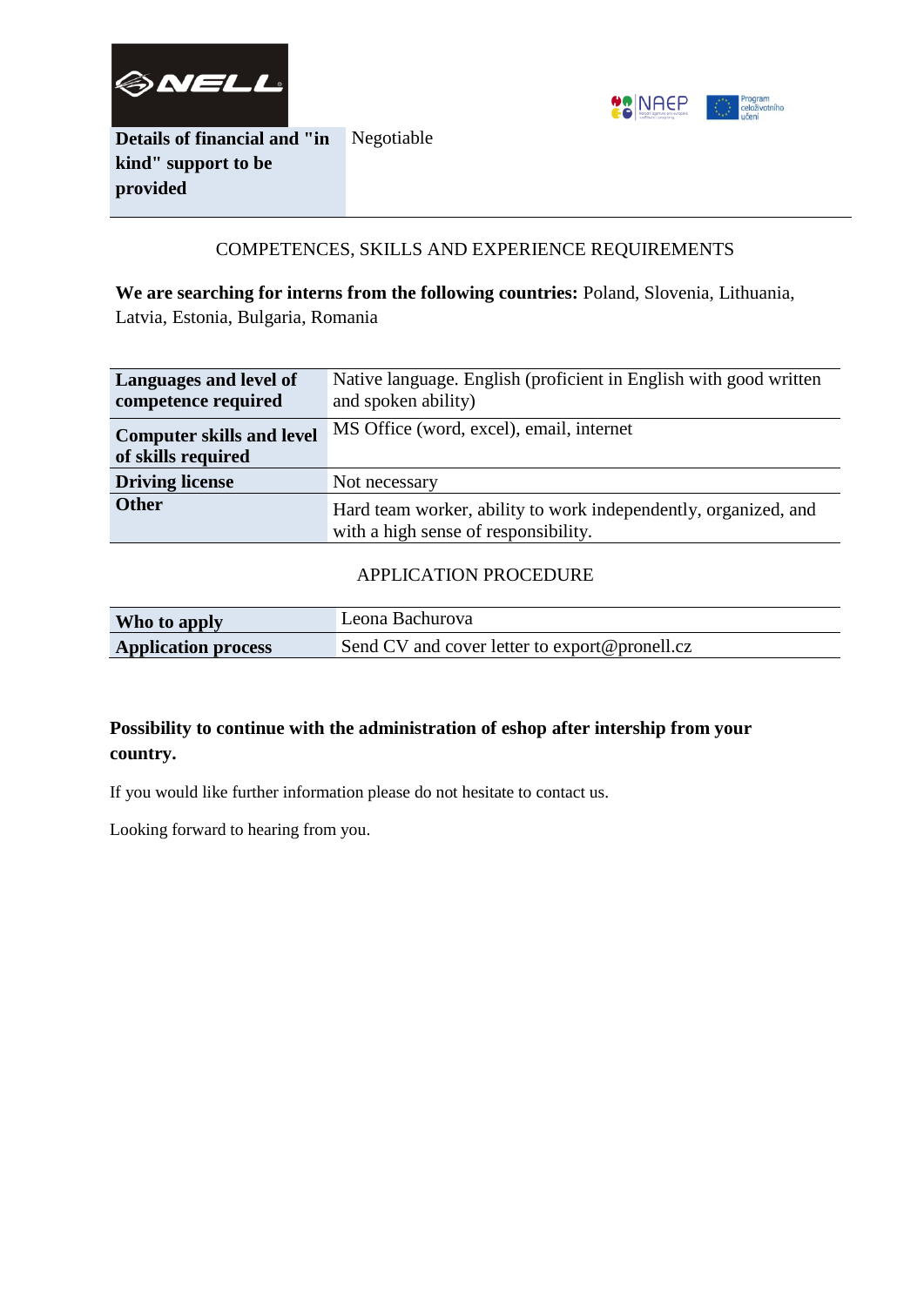| | |
|---|---|
| **Details of financial and "in kind" support to be provided** | Negotiable |

COMPETENCES, SKILLS AND EXPERIENCE REQUIREMENTS

**We are searching for interns from the following countries:** Poland, Slovenia, Lithuania, Latvia, Estonia, Bulgaria, Romania

| | |
|---|---|
| **Languages and level of competence required** | Native language. English (proficient in English with good written and spoken ability) |
| **Computer skills and level of skills required** | MS Office (word, excel), email, internet |
| **Driving license** | Not necessary |
| **Other** | Hard team worker, ability to work independently, organized, and with a high sense of responsibility. |

APPLICATION PROCEDURE

| | |
|---|---|
| **Who to apply** | Leona Bachurova |
| **Application process** | Send CV and cover letter to export@pronell.cz |

**Possibility to continue with the administration of eshop after intership from your country.**

If you would like further information please do not hesitate to contact us.

Looking forward to hearing from you.